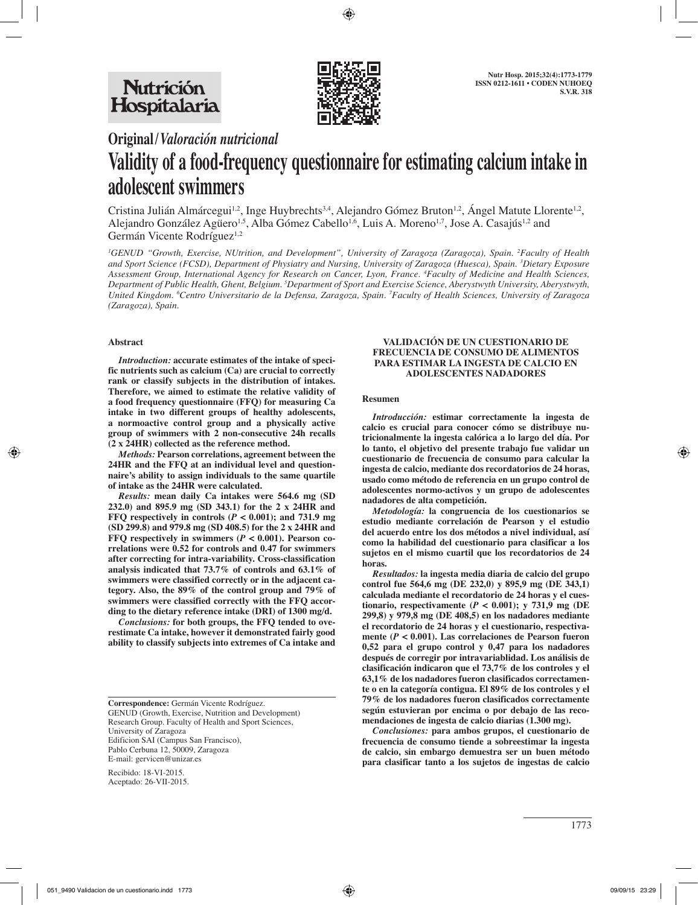# Original/*Valoración nutricional*

# Validity of a food-frequency questionnaire for estimating calcium intake in adolescent swimmers

Cristina Julián Almárcegui[1,2], Inge Huybrechts[3,4], Alejandro Gómez Bruton[1,2], Ángel Matute Llorente[1,2], Alejandro González Agüero[1,5], Alba Gómez Cabello[1,6], Luis A. Moreno[1,7], Jose A. Casajús[1,2] and Germán Vicente Rodríguez[1,2]

*[1]GENUD "Growth, Exercise, NUtrition, and Development", University of Zaragoza (Zaragoza), Spain. [2]Faculty of Health and Sport Science (FCSD), Department of Physiatry and Nursing, University of Zaragoza (Huesca), Spain. [3]Dietary Exposure Assessment Group, International Agency for Research on Cancer, Lyon, France. [4]Faculty of Medicine and Health Sciences, Department of Public Health, Ghent, Belgium. [5]Department of Sport and Exercise Science, Aberystwyth University, Aberystwyth, United Kingdom. [6]Centro Universitario de la Defensa, Zaragoza, Spain. [7]Faculty of Health Sciences, University of Zaragoza (Zaragoza), Spain.*

## Abstract

***Introduction:*** **accurate estimates of the intake of specific nutrients such as calcium (Ca) are crucial to correctly rank or classify subjects in the distribution of intakes. Therefore, we aimed to estimate the relative validity of a food frequency questionnaire (FFQ) for measuring Ca intake in two different groups of healthy adolescents, a normoactive control group and a physically active group of swimmers with 2 non-consecutive 24h recalls (2 x 24HR) collected as the reference method.**

***Methods:*** **Pearson correlations, agreement between the 24HR and the FFQ at an individual level and questionnaire's ability to assign individuals to the same quartile of intake as the 24HR were calculated.**

***Results:*** **mean daily Ca intakes were 564.6 mg (SD 232.0) and 895.9 mg (SD 343.1) for the 2 x 24HR and FFQ respectively in controls ($P < 0.001$); and 731.9 mg (SD 299.8) and 979.8 mg (SD 408.5) for the 2 x 24HR and FFQ respectively in swimmers ($P < 0.001$). Pearson correlations were 0.52 for controls and 0.47 for swimmers after correcting for intra-variability. Cross-classification analysis indicated that 73.7% of controls and 63.1% of swimmers were classified correctly or in the adjacent category. Also, the 89% of the control group and 79% of swimmers were classified correctly with the FFQ according to the dietary reference intake (DRI) of 1300 mg/d.**

***Conclusions:*** **for both groups, the FFQ tended to overestimate Ca intake, however it demonstrated fairly good ability to classify subjects into extremes of Ca intake and**

**Correspondence:** Germán Vicente Rodríguez.
GENUD (Growth, Exercise, Nutrition and Development) Research Group. Faculty of Health and Sport Sciences, University of Zaragoza
Edificion SAI (Campus San Francisco), Pablo Cerbuna 12, 50009, Zaragoza
E-mail: gervicen@unizar.es

Recibido: 18-VI-2015.
Aceptado: 26-VII-2015.

### VALIDACIÓN DE UN CUESTIONARIO DE FRECUENCIA DE CONSUMO DE ALIMENTOS PARA ESTIMAR LA INGESTA DE CALCIO EN ADOLESCENTES NADADORES

## Resumen

***Introducción:*** **estimar correctamente la ingesta de calcio es crucial para conocer cómo se distribuye nutricionalmente la ingesta calórica a lo largo del día. Por lo tanto, el objetivo del presente trabajo fue validar un cuestionario de frecuencia de consumo para calcular la ingesta de calcio, mediante dos recordatorios de 24 horas, usado como método de referencia en un grupo control de adolescentes normo-activos y un grupo de adolescentes nadadores de alta competición.**

***Metodología:*** **la congruencia de los cuestionarios se estudio mediante correlación de Pearson y el estudio del acuerdo entre los dos métodos a nivel individual, así como la habilidad del cuestionario para clasificar a los sujetos en el mismo cuartil que los recordatorios de 24 horas.**

***Resultados:*** **la ingesta media diaria de calcio del grupo control fue 564,6 mg (DE 232,0) y 895,9 mg (DE 343,1) calculada mediante el recordatorio de 24 horas y el cuestionario, respectivamente ($P < 0.001$); y 731,9 mg (DE 299,8) y 979,8 mg (DE 408,5) en los nadadores mediante el recordatorio de 24 horas y el cuestionario, respectivamente ($P < 0.001$). Las correlaciones de Pearson fueron 0,52 para el grupo control y 0,47 para los nadadores después de corregir por intravariablidad. Los análisis de clasificación indicaron que el 73,7% de los controles y el 63,1% de los nadadores fueron clasificados correctamente o en la categoría contigua. El 89% de los controles y el 79% de los nadadores fueron clasificados correctamente según estuvieran por encima o por debajo de las recomendaciones de ingesta de calcio diarias (1.300 mg).**

***Conclusiones:*** **para ambos grupos, el cuestionario de frecuencia de consumo tiende a sobreestimar la ingesta de calcio, sin embargo demuestra ser un buen método para clasificar tanto a los sujetos de ingestas de calcio**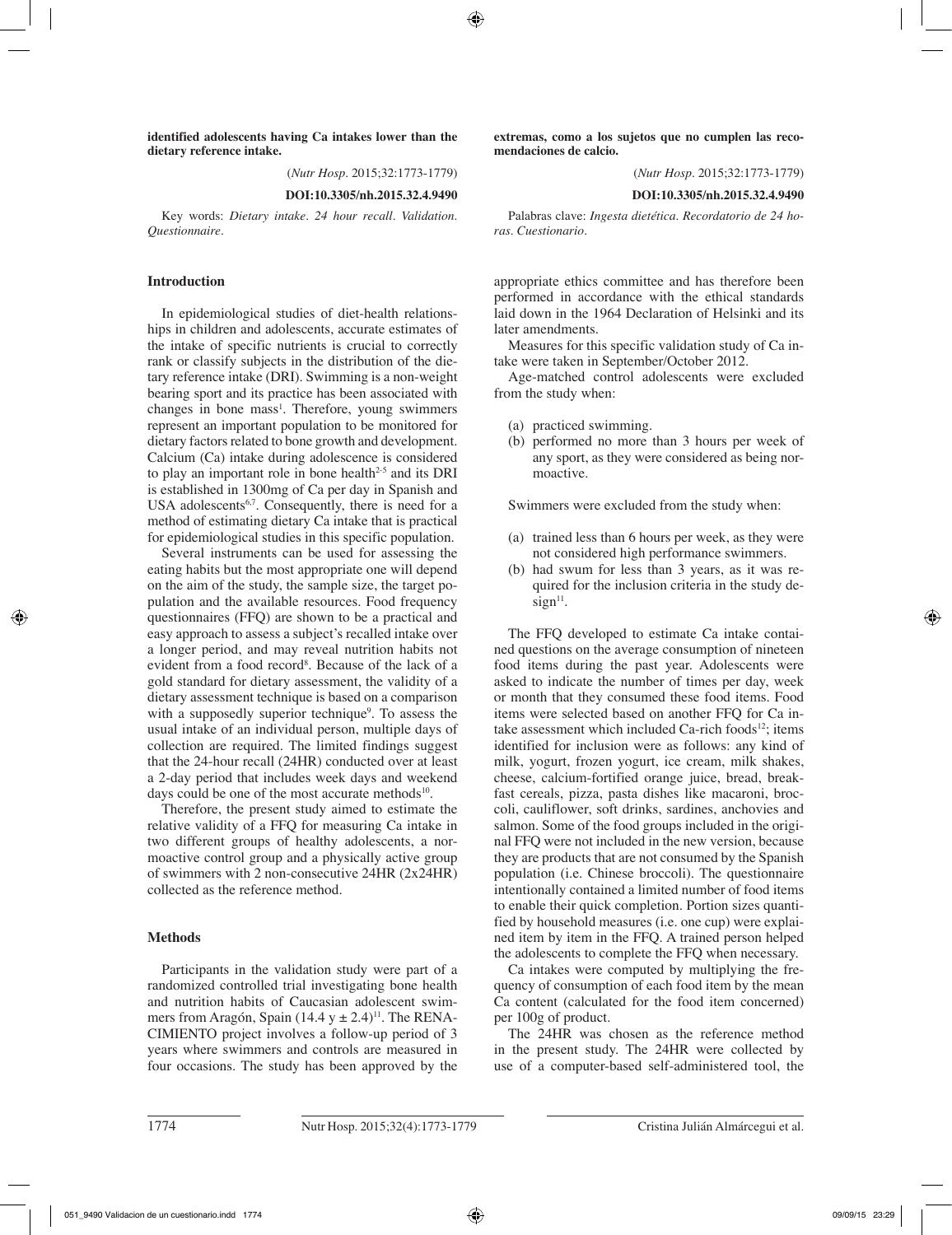**identified adolescents having Ca intakes lower than the dietary reference intake.**

(*Nutr Hosp.* 2015;32:1773-1779)

**DOI:10.3305/nh.2015.32.4.9490**

Key words: *Dietary intake. 24 hour recall. Validation. Questionnaire.*

**extremas, como a los sujetos que no cumplen las recomendaciones de calcio.**

(*Nutr Hosp.* 2015;32:1773-1779)

**DOI:10.3305/nh.2015.32.4.9490**

Palabras clave: *Ingesta dietética. Recordatorio de 24 horas. Cuestionario.*

## Introduction

In epidemiological studies of diet-health relationships in children and adolescents, accurate estimates of the intake of specific nutrients is crucial to correctly rank or classify subjects in the distribution of the dietary reference intake (DRI). Swimming is a non-weight bearing sport and its practice has been associated with changes in bone mass[1]. Therefore, young swimmers represent an important population to be monitored for dietary factors related to bone growth and development. Calcium (Ca) intake during adolescence is considered to play an important role in bone health[2-5] and its DRI is established in 1300mg of Ca per day in Spanish and USA adolescents[6,7]. Consequently, there is need for a method of estimating dietary Ca intake that is practical for epidemiological studies in this specific population.

Several instruments can be used for assessing the eating habits but the most appropriate one will depend on the aim of the study, the sample size, the target population and the available resources. Food frequency questionnaires (FFQ) are shown to be a practical and easy approach to assess a subject's recalled intake over a longer period, and may reveal nutrition habits not evident from a food record[8]. Because of the lack of a gold standard for dietary assessment, the validity of a dietary assessment technique is based on a comparison with a supposedly superior technique[9]. To assess the usual intake of an individual person, multiple days of collection are required. The limited findings suggest that the 24-hour recall (24HR) conducted over at least a 2-day period that includes week days and weekend days could be one of the most accurate methods[10].

Therefore, the present study aimed to estimate the relative validity of a FFQ for measuring Ca intake in two different groups of healthy adolescents, a normoactive control group and a physically active group of swimmers with 2 non-consecutive 24HR (2x24HR) collected as the reference method.

## Methods

Participants in the validation study were part of a randomized controlled trial investigating bone health and nutrition habits of Caucasian adolescent swimmers from Aragón, Spain (14.4 y ± 2.4)[11]. The RENACIMIENTO project involves a follow-up period of 3 years where swimmers and controls are measured in four occasions. The study has been approved by the appropriate ethics committee and has therefore been performed in accordance with the ethical standards laid down in the 1964 Declaration of Helsinki and its later amendments.

Measures for this specific validation study of Ca intake were taken in September/October 2012.

Age-matched control adolescents were excluded from the study when:

(a) practiced swimming.
(b) performed no more than 3 hours per week of any sport, as they were considered as being normoactive.

Swimmers were excluded from the study when:

(a) trained less than 6 hours per week, as they were not considered high performance swimmers.
(b) had swum for less than 3 years, as it was required for the inclusion criteria in the study design[11].

The FFQ developed to estimate Ca intake contained questions on the average consumption of nineteen food items during the past year. Adolescents were asked to indicate the number of times per day, week or month that they consumed these food items. Food items were selected based on another FFQ for Ca intake assessment which included Ca-rich foods[12]; items identified for inclusion were as follows: any kind of milk, yogurt, frozen yogurt, ice cream, milk shakes, cheese, calcium-fortified orange juice, bread, breakfast cereals, pizza, pasta dishes like macaroni, broccoli, cauliflower, soft drinks, sardines, anchovies and salmon. Some of the food groups included in the original FFQ were not included in the new version, because they are products that are not consumed by the Spanish population (i.e. Chinese broccoli). The questionnaire intentionally contained a limited number of food items to enable their quick completion. Portion sizes quantified by household measures (i.e. one cup) were explained item by item in the FFQ. A trained person helped the adolescents to complete the FFQ when necessary.

Ca intakes were computed by multiplying the frequency of consumption of each food item by the mean Ca content (calculated for the food item concerned) per 100g of product.

The 24HR was chosen as the reference method in the present study. The 24HR were collected by use of a computer-based self-administered tool, the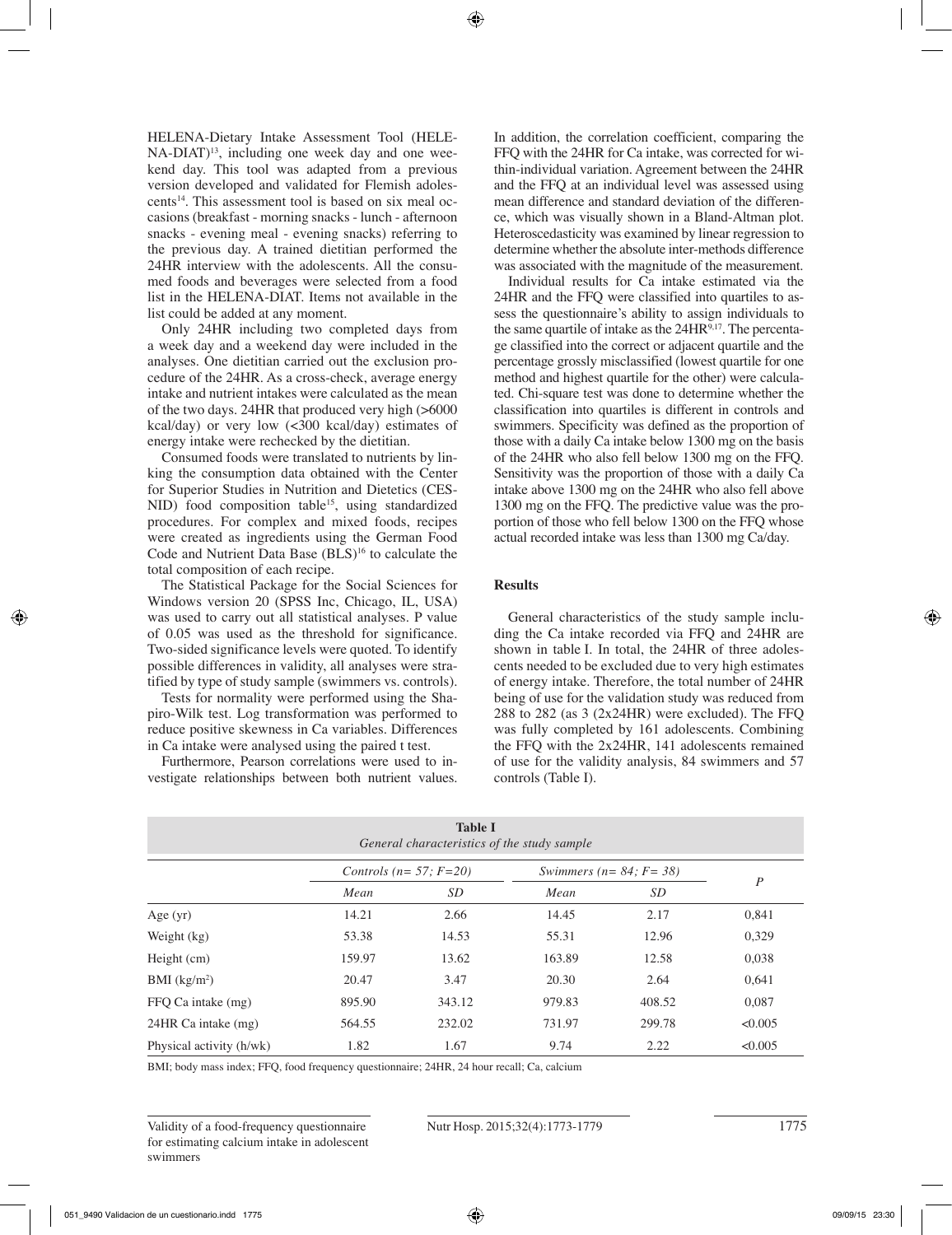HELENA-Dietary Intake Assessment Tool (HELENA-DIAT)[13], including one week day and one weekend day. This tool was adapted from a previous version developed and validated for Flemish adolescents[14]. This assessment tool is based on six meal occasions (breakfast - morning snacks - lunch - afternoon snacks - evening meal - evening snacks) referring to the previous day. A trained dietitian performed the 24HR interview with the adolescents. All the consumed foods and beverages were selected from a food list in the HELENA-DIAT. Items not available in the list could be added at any moment.

Only 24HR including two completed days from a week day and a weekend day were included in the analyses. One dietitian carried out the exclusion procedure of the 24HR. As a cross-check, average energy intake and nutrient intakes were calculated as the mean of the two days. 24HR that produced very high (>6000 kcal/day) or very low (<300 kcal/day) estimates of energy intake were rechecked by the dietitian.

Consumed foods were translated to nutrients by linking the consumption data obtained with the Center for Superior Studies in Nutrition and Dietetics (CESNID) food composition table[15], using standardized procedures. For complex and mixed foods, recipes were created as ingredients using the German Food Code and Nutrient Data Base (BLS)[16] to calculate the total composition of each recipe.

The Statistical Package for the Social Sciences for Windows version 20 (SPSS Inc, Chicago, IL, USA) was used to carry out all statistical analyses. P value of 0.05 was used as the threshold for significance. Two-sided significance levels were quoted. To identify possible differences in validity, all analyses were stratified by type of study sample (swimmers vs. controls).

Tests for normality were performed using the Shapiro-Wilk test. Log transformation was performed to reduce positive skewness in Ca variables. Differences in Ca intake were analysed using the paired t test.

Furthermore, Pearson correlations were used to investigate relationships between both nutrient values. In addition, the correlation coefficient, comparing the FFQ with the 24HR for Ca intake, was corrected for within-individual variation. Agreement between the 24HR and the FFQ at an individual level was assessed using mean difference and standard deviation of the difference, which was visually shown in a Bland-Altman plot. Heteroscedasticity was examined by linear regression to determine whether the absolute inter-methods difference was associated with the magnitude of the measurement.

Individual results for Ca intake estimated via the 24HR and the FFQ were classified into quartiles to assess the questionnaire's ability to assign individuals to the same quartile of intake as the 24HR[9,17]. The percentage classified into the correct or adjacent quartile and the percentage grossly misclassified (lowest quartile for one method and highest quartile for the other) were calculated. Chi-square test was done to determine whether the classification into quartiles is different in controls and swimmers. Specificity was defined as the proportion of those with a daily Ca intake below 1300 mg on the basis of the 24HR who also fell below 1300 mg on the FFQ. Sensitivity was the proportion of those with a daily Ca intake above 1300 mg on the 24HR who also fell above 1300 mg on the FFQ. The predictive value was the proportion of those who fell below 1300 on the FFQ whose actual recorded intake was less than 1300 mg Ca/day.

## Results

General characteristics of the study sample including the Ca intake recorded via FFQ and 24HR are shown in table I. In total, the 24HR of three adolescents needed to be excluded due to very high estimates of energy intake. Therefore, the total number of 24HR being of use for the validation study was reduced from 288 to 282 (as 3 (2x24HR) were excluded). The FFQ was fully completed by 161 adolescents. Combining the FFQ with the 2x24HR, 141 adolescents remained of use for the validity analysis, 84 swimmers and 57 controls (Table I).

**Table I**
*General characteristics of the study sample*

| | *Controls (n= 57; F=20)* | | *Swimmers (n= 84; F= 38)* | | *P* |
|---|---|---|---|---|---|
| | *Mean* | *SD* | *Mean* | *SD* | |
| Age (yr) | 14.21 | 2.66 | 14.45 | 2.17 | 0,841 |
| Weight (kg) | 53.38 | 14.53 | 55.31 | 12.96 | 0,329 |
| Height (cm) | 159.97 | 13.62 | 163.89 | 12.58 | 0,038 |
| BMI (kg/m$^2$) | 20.47 | 3.47 | 20.30 | 2.64 | 0,641 |
| FFQ Ca intake (mg) | 895.90 | 343.12 | 979.83 | 408.52 | 0,087 |
| 24HR Ca intake (mg) | 564.55 | 232.02 | 731.97 | 299.78 | <0.005 |
| Physical activity (h/wk) | 1.82 | 1.67 | 9.74 | 2.22 | <0.005 |

BMI; body mass index; FFQ, food frequency questionnaire; 24HR, 24 hour recall; Ca, calcium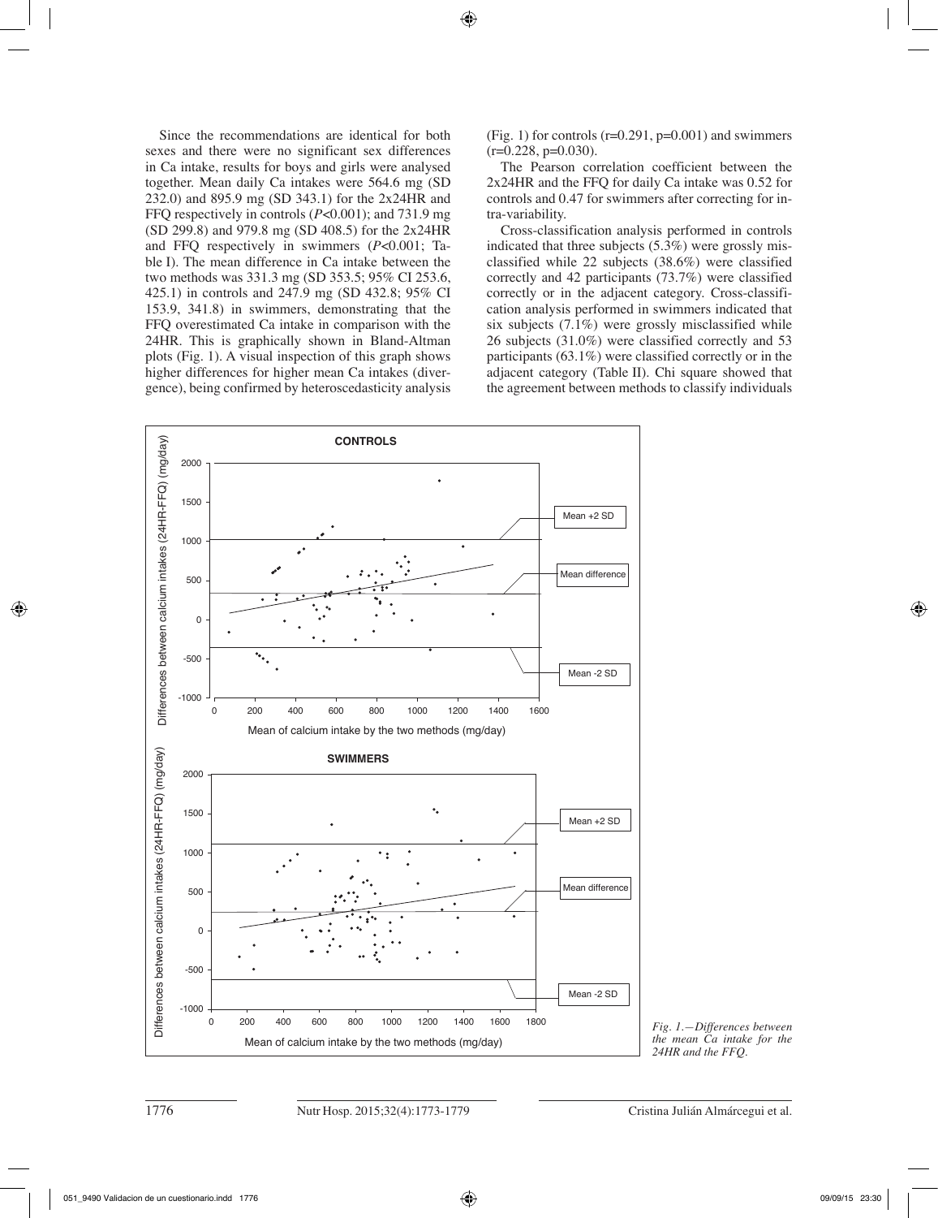Since the recommendations are identical for both sexes and there were no significant sex differences in Ca intake, results for boys and girls were analysed together. Mean daily Ca intakes were 564.6 mg (SD 232.0) and 895.9 mg (SD 343.1) for the 2x24HR and FFQ respectively in controls ($P$<0.001); and 731.9 mg (SD 299.8) and 979.8 mg (SD 408.5) for the 2x24HR and FFQ respectively in swimmers ($P$<0.001; Table I). The mean difference in Ca intake between the two methods was 331.3 mg (SD 353.5; 95% CI 253.6, 425.1) in controls and 247.9 mg (SD 432.8; 95% CI 153.9, 341.8) in swimmers, demonstrating that the FFQ overestimated Ca intake in comparison with the 24HR. This is graphically shown in Bland-Altman plots (Fig. 1). A visual inspection of this graph shows higher differences for higher mean Ca intakes (divergence), being confirmed by heteroscedasticity analysis (Fig. 1) for controls (r=0.291, p=0.001) and swimmers (r=0.228, p=0.030).

The Pearson correlation coefficient between the 2x24HR and the FFQ for daily Ca intake was 0.52 for controls and 0.47 for swimmers after correcting for intra-variability.

Cross-classification analysis performed in controls indicated that three subjects (5.3%) were grossly misclassified while 22 subjects (38.6%) were classified correctly and 42 participants (73.7%) were classified correctly or in the adjacent category. Cross-classification analysis performed in swimmers indicated that six subjects (7.1%) were grossly misclassified while 26 subjects (31.0%) were classified correctly and 53 participants (63.1%) were classified correctly or in the adjacent category (Table II). Chi square showed that the agreement between methods to classify individuals

*Fig. 1.—Differences between the mean Ca intake for the 24HR and the FFQ.*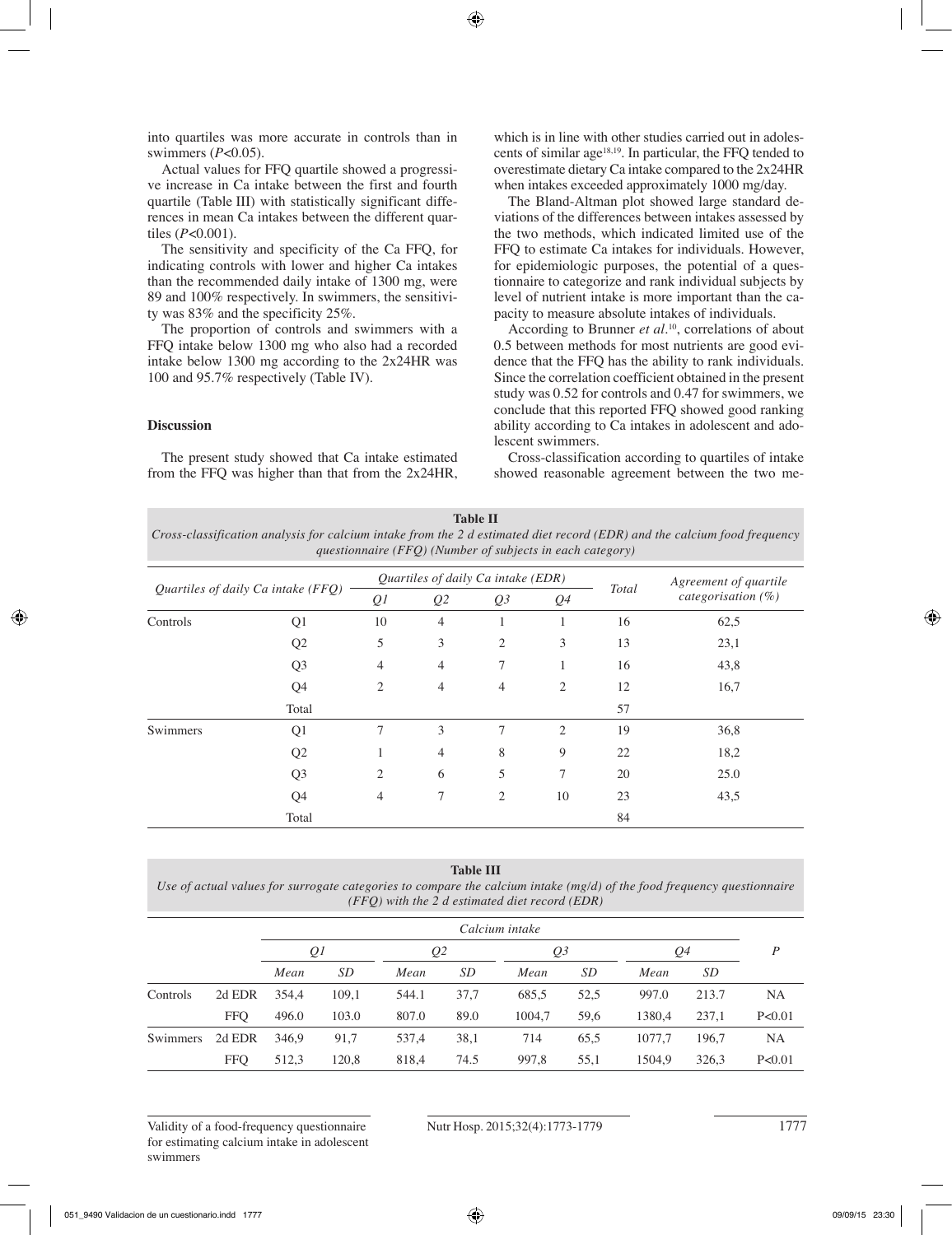into quartiles was more accurate in controls than in swimmers ($P<0.05$).

Actual values for FFQ quartile showed a progressive increase in Ca intake between the first and fourth quartile (Table III) with statistically significant differences in mean Ca intakes between the different quartiles ($P<0.001$).

The sensitivity and specificity of the Ca FFQ, for indicating controls with lower and higher Ca intakes than the recommended daily intake of 1300 mg, were 89 and 100% respectively. In swimmers, the sensitivity was 83% and the specificity 25%.

The proportion of controls and swimmers with a FFQ intake below 1300 mg who also had a recorded intake below 1300 mg according to the 2x24HR was 100 and 95.7% respectively (Table IV).

### Discussion

The present study showed that Ca intake estimated from the FFQ was higher than that from the 2x24HR, which is in line with other studies carried out in adolescents of similar age[18,19]. In particular, the FFQ tended to overestimate dietary Ca intake compared to the 2x24HR when intakes exceeded approximately 1000 mg/day.

The Bland-Altman plot showed large standard deviations of the differences between intakes assessed by the two methods, which indicated limited use of the FFQ to estimate Ca intakes for individuals. However, for epidemiologic purposes, the potential of a questionnaire to categorize and rank individual subjects by level of nutrient intake is more important than the capacity to measure absolute intakes of individuals.

According to Brunner *et al*.[10], correlations of about 0.5 between methods for most nutrients are good evidence that the FFQ has the ability to rank individuals. Since the correlation coefficient obtained in the present study was 0.52 for controls and 0.47 for swimmers, we conclude that this reported FFQ showed good ranking ability according to Ca intakes in adolescent and adolescent swimmers.

Cross-classification according to quartiles of intake showed reasonable agreement between the two me-

**Table II**
*Cross-classification analysis for calcium intake from the 2 d estimated diet record (EDR) and the calcium food frequency questionnaire (FFQ) (Number of subjects in each category)*

| *Quartiles of daily Ca intake (FFQ)* | | *Quartiles of daily Ca intake (EDR)* | | | | *Total* | *Agreement of quartile categorisation (%)* |
|---|---|---|---|---|---|---|---|
| | | *Q1* | *Q2* | *Q3* | *Q4* | | |
| Controls | Q1 | 10 | 4 | 1 | 1 | 16 | 62,5 |
| | Q2 | 5 | 3 | 2 | 3 | 13 | 23,1 |
| | Q3 | 4 | 4 | 7 | 1 | 16 | 43,8 |
| | Q4 | 2 | 4 | 4 | 2 | 12 | 16,7 |
| | Total | | | | | 57 | |
| Swimmers | Q1 | 7 | 3 | 7 | 2 | 19 | 36,8 |
| | Q2 | 1 | 4 | 8 | 9 | 22 | 18,2 |
| | Q3 | 2 | 6 | 5 | 7 | 20 | 25.0 |
| | Q4 | 4 | 7 | 2 | 10 | 23 | 43,5 |
| | Total | | | | | 84 | |

**Table III**
*Use of actual values for surrogate categories to compare the calcium intake (mg/d) of the food frequency questionnaire (FFQ) with the 2 d estimated diet record (EDR)*

| | | *Calcium intake* | | | | | | | | *P* |
|---|---|---|---|---|---|---|---|---|---|---|
| | | *Q1* | | *Q2* | | *Q3* | | *Q4* | | |
| | | *Mean* | *SD* | *Mean* | *SD* | *Mean* | *SD* | *Mean* | *SD* | |
| Controls | 2d EDR | 354,4 | 109,1 | 544.1 | 37,7 | 685,5 | 52,5 | 997.0 | 213.7 | NA |
| | FFQ | 496.0 | 103.0 | 807.0 | 89.0 | 1004,7 | 59,6 | 1380,4 | 237,1 | P<0.01 |
| Swimmers | 2d EDR | 346,9 | 91,7 | 537,4 | 38,1 | 714 | 65,5 | 1077,7 | 196,7 | NA |
| | FFQ | 512,3 | 120,8 | 818,4 | 74.5 | 997,8 | 55,1 | 1504,9 | 326,3 | P<0.01 |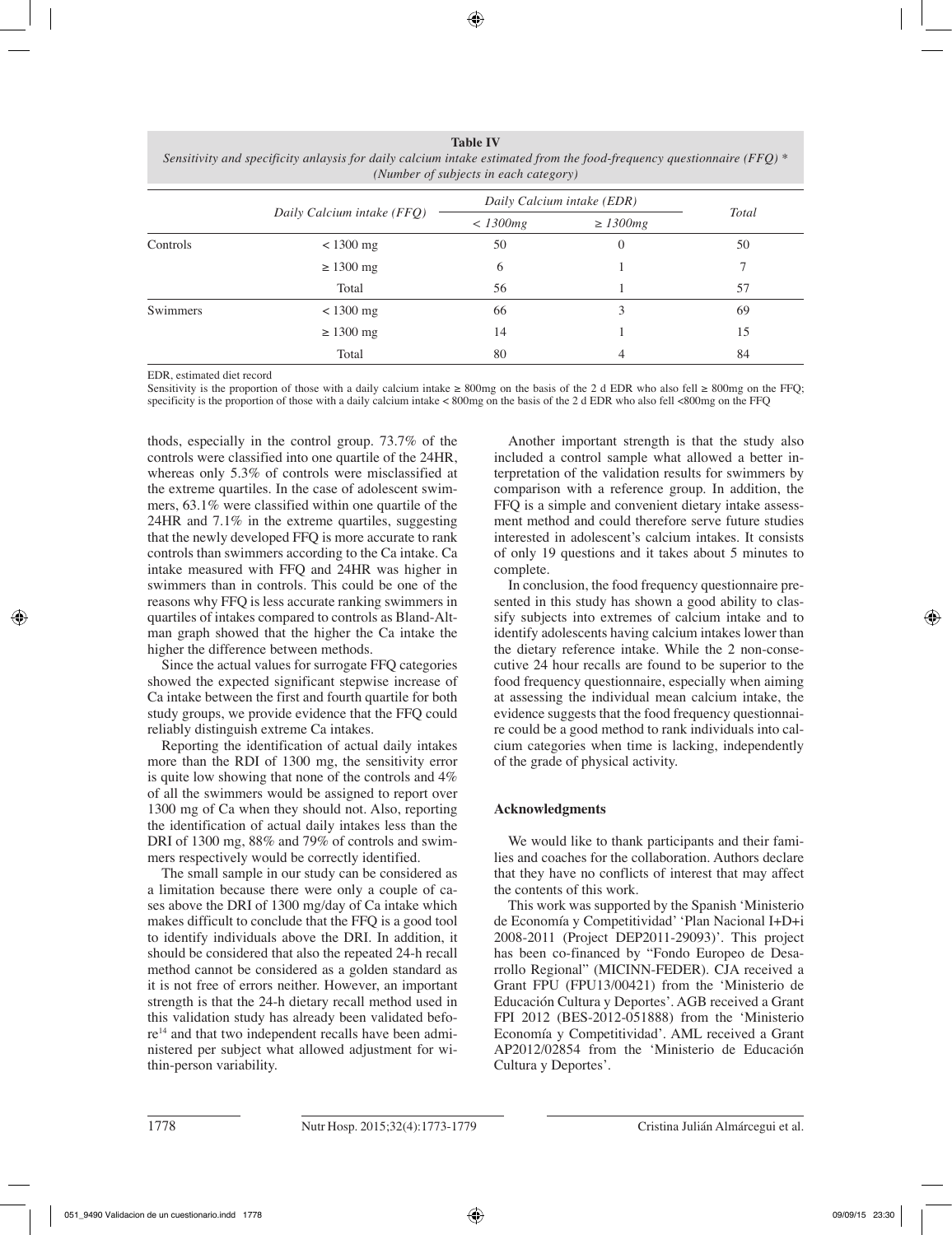**Table IV**
*Sensitivity and specificity anlaysis for daily calcium intake estimated from the food-frequency questionnaire (FFQ) \* (Number of subjects in each category)*

| | Daily Calcium intake (FFQ) | Daily Calcium intake (EDR) | | Total |
|---|---|---|---|---|
| | | < 1300mg | ≥ 1300mg | |
| Controls | < 1300 mg | 50 | 0 | 50 |
| | ≥ 1300 mg | 6 | 1 | 7 |
| | Total | 56 | 1 | 57 |
| Swimmers | < 1300 mg | 66 | 3 | 69 |
| | ≥ 1300 mg | 14 | 1 | 15 |
| | Total | 80 | 4 | 84 |

EDR, estimated diet record
Sensitivity is the proportion of those with a daily calcium intake ≥ 800mg on the basis of the 2 d EDR who also fell ≥ 800mg on the FFQ; specificity is the proportion of those with a daily calcium intake < 800mg on the basis of the 2 d EDR who also fell <800mg on the FFQ

thods, especially in the control group. 73.7% of the controls were classified into one quartile of the 24HR, whereas only 5.3% of controls were misclassified at the extreme quartiles. In the case of adolescent swimmers, 63.1% were classified within one quartile of the 24HR and 7.1% in the extreme quartiles, suggesting that the newly developed FFQ is more accurate to rank controls than swimmers according to the Ca intake. Ca intake measured with FFQ and 24HR was higher in swimmers than in controls. This could be one of the reasons why FFQ is less accurate ranking swimmers in quartiles of intakes compared to controls as Bland-Altman graph showed that the higher the Ca intake the higher the difference between methods.

Since the actual values for surrogate FFQ categories showed the expected significant stepwise increase of Ca intake between the first and fourth quartile for both study groups, we provide evidence that the FFQ could reliably distinguish extreme Ca intakes.

Reporting the identification of actual daily intakes more than the RDI of 1300 mg, the sensitivity error is quite low showing that none of the controls and 4% of all the swimmers would be assigned to report over 1300 mg of Ca when they should not. Also, reporting the identification of actual daily intakes less than the DRI of 1300 mg, 88% and 79% of controls and swimmers respectively would be correctly identified.

The small sample in our study can be considered as a limitation because there were only a couple of cases above the DRI of 1300 mg/day of Ca intake which makes difficult to conclude that the FFQ is a good tool to identify individuals above the DRI. In addition, it should be considered that also the repeated 24-h recall method cannot be considered as a golden standard as it is not free of errors neither. However, an important strength is that the 24-h dietary recall method used in this validation study has already been validated before[14] and that two independent recalls have been administered per subject what allowed adjustment for within-person variability.

Another important strength is that the study also included a control sample what allowed a better interpretation of the validation results for swimmers by comparison with a reference group. In addition, the FFQ is a simple and convenient dietary intake assessment method and could therefore serve future studies interested in adolescent's calcium intakes. It consists of only 19 questions and it takes about 5 minutes to complete.

In conclusion, the food frequency questionnaire presented in this study has shown a good ability to classify subjects into extremes of calcium intake and to identify adolescents having calcium intakes lower than the dietary reference intake. While the 2 non-consecutive 24 hour recalls are found to be superior to the food frequency questionnaire, especially when aiming at assessing the individual mean calcium intake, the evidence suggests that the food frequency questionnaire could be a good method to rank individuals into calcium categories when time is lacking, independently of the grade of physical activity.

## Acknowledgments

We would like to thank participants and their families and coaches for the collaboration. Authors declare that they have no conflicts of interest that may affect the contents of this work.

This work was supported by the Spanish 'Ministerio de Economía y Competitividad' 'Plan Nacional I+D+i 2008-2011 (Project DEP2011-29093)'. This project has been co-financed by "Fondo Europeo de Desarrollo Regional" (MICINN-FEDER). CJA received a Grant FPU (FPU13/00421) from the 'Ministerio de Educación Cultura y Deportes'. AGB received a Grant FPI 2012 (BES-2012-051888) from the 'Ministerio Economía y Competitividad'. AML received a Grant AP2012/02854 from the 'Ministerio de Educación Cultura y Deportes'.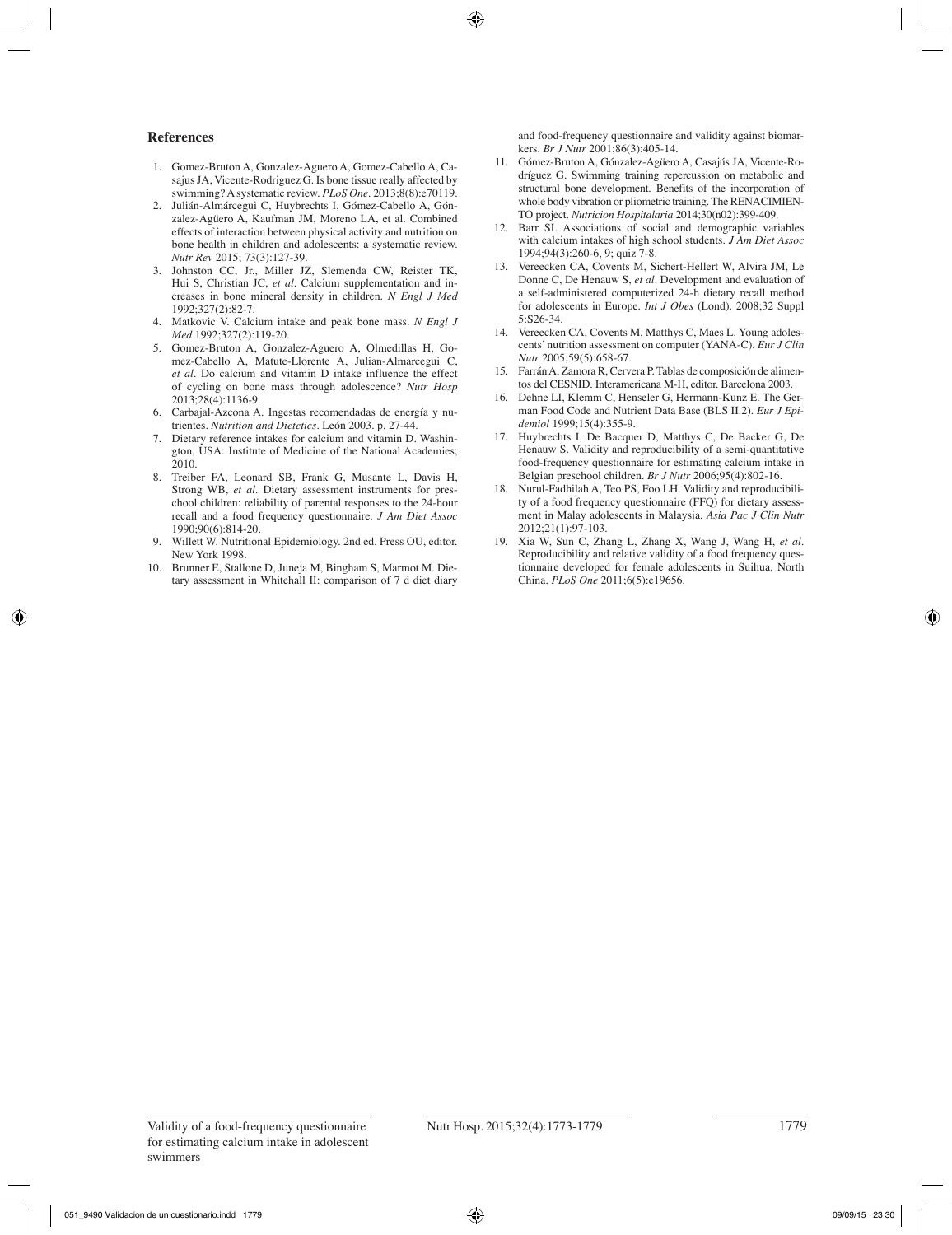## References

1. Gomez-Bruton A, Gonzalez-Aguero A, Gomez-Cabello A, Casajus JA, Vicente-Rodriguez G. Is bone tissue really affected by swimming? A systematic review. *PLoS One*. 2013;8(8):e70119.
2. Julián-Almárcegui C, Huybrechts I, Gómez-Cabello A, Gónzalez-Agüero A, Kaufman JM, Moreno LA, et al. Combined effects of interaction between physical activity and nutrition on bone health in children and adolescents: a systematic review. *Nutr Rev* 2015; 73(3):127-39.
3. Johnston CC, Jr., Miller JZ, Slemenda CW, Reister TK, Hui S, Christian JC, *et al*. Calcium supplementation and increases in bone mineral density in children. *N Engl J Med* 1992;327(2):82-7.
4. Matkovic V. Calcium intake and peak bone mass. *N Engl J Med* 1992;327(2):119-20.
5. Gomez-Bruton A, Gonzalez-Aguero A, Olmedillas H, Gomez-Cabello A, Matute-Llorente A, Julian-Almarcegui C, *et al*. Do calcium and vitamin D intake influence the effect of cycling on bone mass through adolescence? *Nutr Hosp* 2013;28(4):1136-9.
6. Carbajal-Azcona A. Ingestas recomendadas de energía y nutrientes. *Nutrition and Dietetics*. León 2003. p. 27-44.
7. Dietary reference intakes for calcium and vitamin D. Washington, USA: Institute of Medicine of the National Academies; 2010.
8. Treiber FA, Leonard SB, Frank G, Musante L, Davis H, Strong WB, *et al*. Dietary assessment instruments for preschool children: reliability of parental responses to the 24-hour recall and a food frequency questionnaire. *J Am Diet Assoc* 1990;90(6):814-20.
9. Willett W. Nutritional Epidemiology. 2nd ed. Press OU, editor. New York 1998.
10. Brunner E, Stallone D, Juneja M, Bingham S, Marmot M. Dietary assessment in Whitehall II: comparison of 7 d diet diary and food-frequency questionnaire and validity against biomarkers. *Br J Nutr* 2001;86(3):405-14.
11. Gómez-Bruton A, Gónzalez-Agüero A, Casajús JA, Vicente-Rodríguez G. Swimming training repercussion on metabolic and structural bone development. Benefits of the incorporation of whole body vibration or pliometric training. The RENACIMIENTO project. *Nutricion Hospitalaria* 2014;30(n02):399-409.
12. Barr SI. Associations of social and demographic variables with calcium intakes of high school students. *J Am Diet Assoc* 1994;94(3):260-6, 9; quiz 7-8.
13. Vereecken CA, Covents M, Sichert-Hellert W, Alvira JM, Le Donne C, De Henauw S, *et al*. Development and evaluation of a self-administered computerized 24-h dietary recall method for adolescents in Europe. *Int J Obes* (Lond). 2008;32 Suppl 5:S26-34.
14. Vereecken CA, Covents M, Matthys C, Maes L. Young adolescents' nutrition assessment on computer (YANA-C). *Eur J Clin Nutr* 2005;59(5):658-67.
15. Farrán A, Zamora R, Cervera P. Tablas de composición de alimentos del CESNID. Interamericana M-H, editor. Barcelona 2003.
16. Dehne LI, Klemm C, Henseler G, Hermann-Kunz E. The German Food Code and Nutrient Data Base (BLS II.2). *Eur J Epidemiol* 1999;15(4):355-9.
17. Huybrechts I, De Bacquer D, Matthys C, De Backer G, De Henauw S. Validity and reproducibility of a semi-quantitative food-frequency questionnaire for estimating calcium intake in Belgian preschool children. *Br J Nutr* 2006;95(4):802-16.
18. Nurul-Fadhilah A, Teo PS, Foo LH. Validity and reproducibility of a food frequency questionnaire (FFQ) for dietary assessment in Malay adolescents in Malaysia. *Asia Pac J Clin Nutr* 2012;21(1):97-103.
19. Xia W, Sun C, Zhang L, Zhang X, Wang J, Wang H, *et al*. Reproducibility and relative validity of a food frequency questionnaire developed for female adolescents in Suihua, North China. *PLoS One* 2011;6(5):e19656.